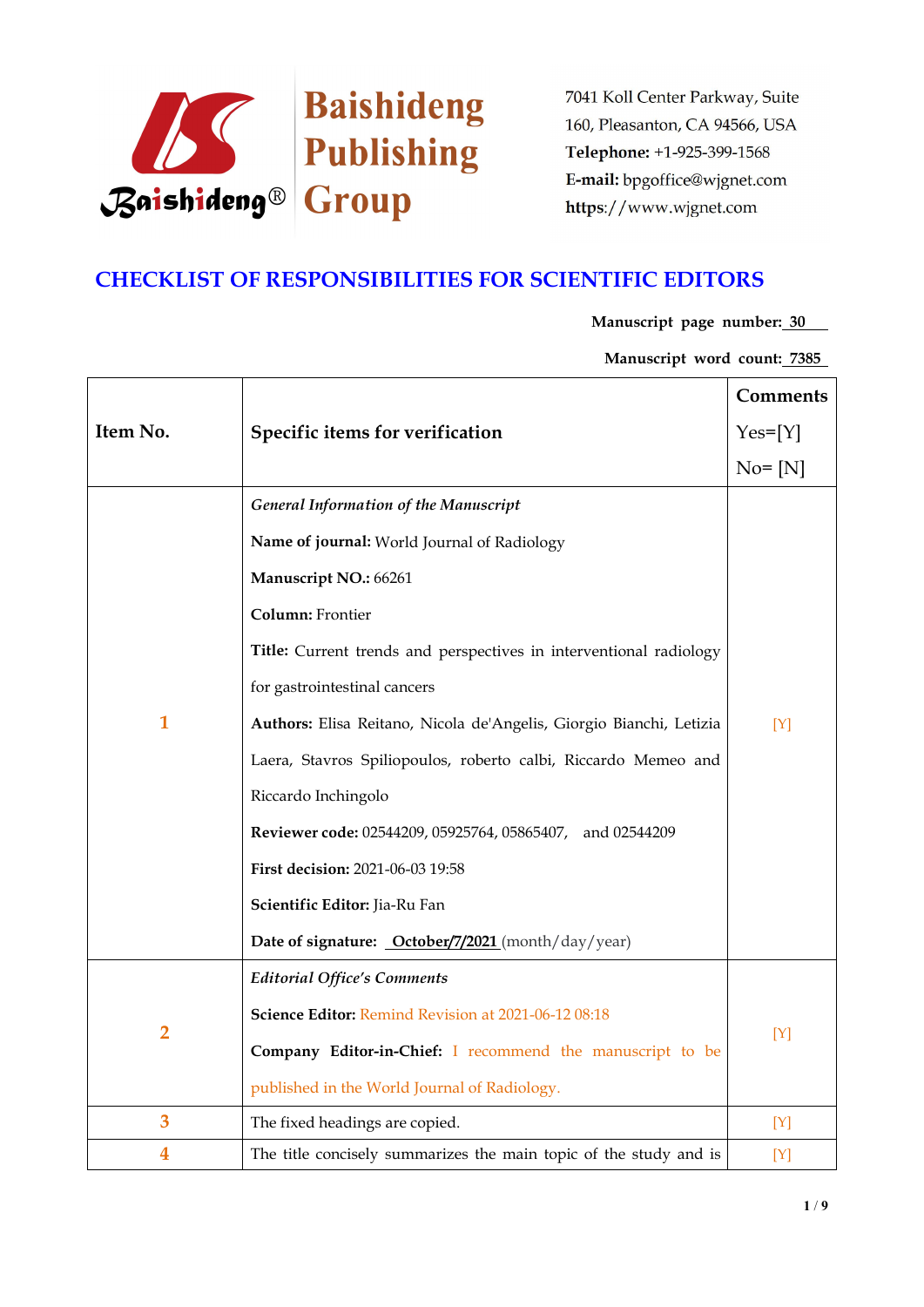Baishideng Publishing Group

7041 Koll Center Parkway, Suite 160, Pleasanton, CA 94566, USA
**Telephone:** +1-925-399-1568
**E-mail:** bpgoffice@wjgnet.com
**https**://www.wjgnet.com

# CHECKLIST OF RESPONSIBILITIES FOR SCIENTIFIC EDITORS

**Manuscript page number:** 30

**Manuscript word count:** 7385

| Item No. | Specific items for verification | Comments Yes=[Y] No= [N] |
|---|---|---|
| 1 | *General Information of the Manuscript*<br>**Name of journal:** World Journal of Radiology<br>**Manuscript NO.:** 66261<br>**Column:** Frontier<br>**Title:** Current trends and perspectives in interventional radiology for gastrointestinal cancers<br>**Authors:** Elisa Reitano, Nicola de'Angelis, Giorgio Bianchi, Letizia Laera, Stavros Spiliopoulos, roberto calbi, Riccardo Memeo and Riccardo Inchingolo<br>**Reviewer code:** 02544209, 05925764, 05865407, and 02544209<br>**First decision:** 2021-06-03 19:58<br>**Scientific Editor:** Jia-Ru Fan<br>**Date of signature:** October/7/2021 (month/day/year) | [Y] |
| 2 | *Editorial Office's Comments*<br>**Science Editor:** Remind Revision at 2021-06-12 08:18<br>**Company Editor-in-Chief:** I recommend the manuscript to be published in the World Journal of Radiology. | [Y] |
| 3 | The fixed headings are copied. | [Y] |
| 4 | The title concisely summarizes the main topic of the study and is | [Y] |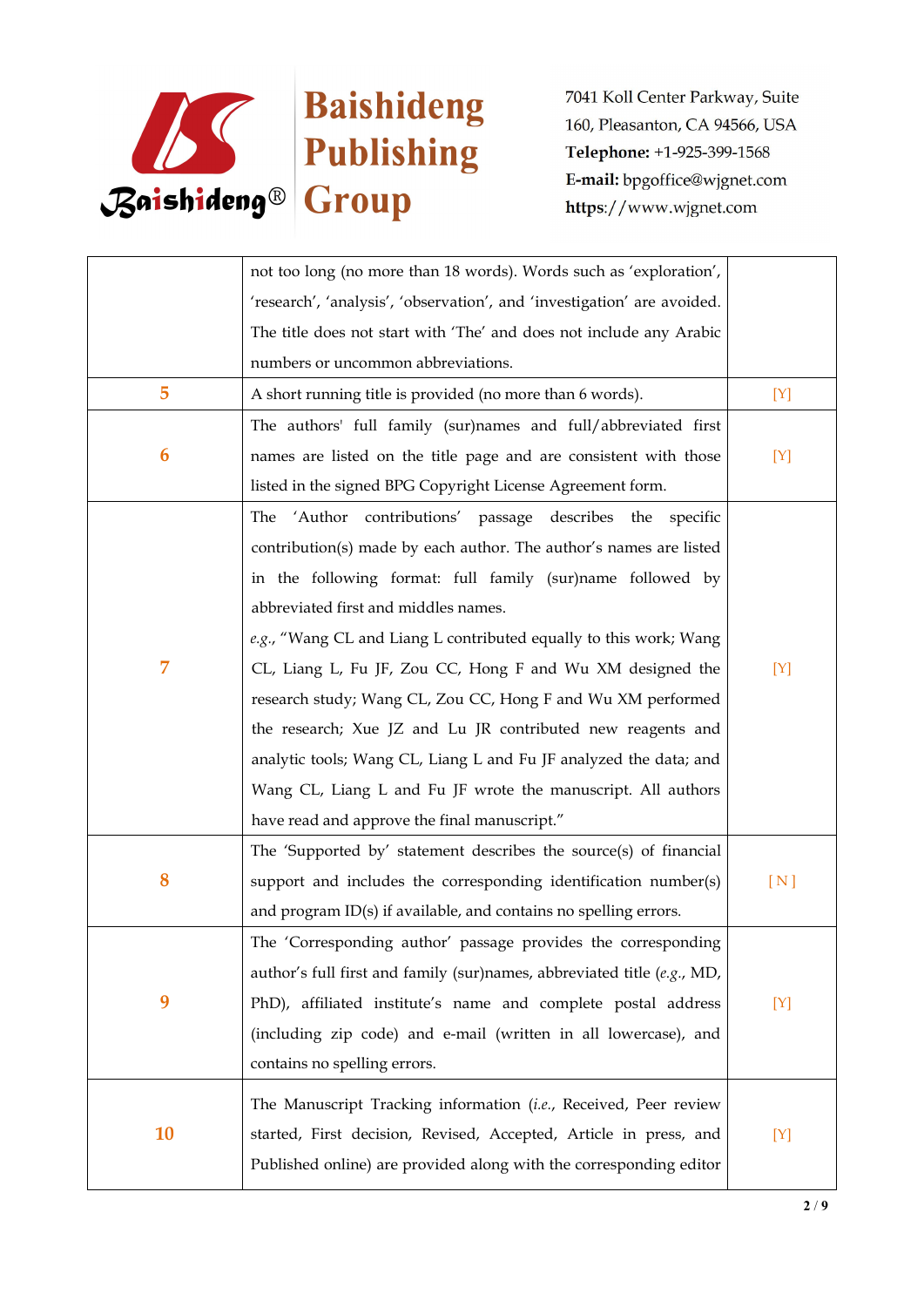| | | |
|---|---|---|
| | not too long (no more than 18 words). Words such as 'exploration', 'research', 'analysis', 'observation', and 'investigation' are avoided. The title does not start with 'The' and does not include any Arabic numbers or uncommon abbreviations. | |
| 5 | A short running title is provided (no more than 6 words). | [Y] |
| 6 | The authors' full family (sur)names and full/abbreviated first names are listed on the title page and are consistent with those listed in the signed BPG Copyright License Agreement form. | [Y] |
| 7 | The 'Author contributions' passage describes the specific contribution(s) made by each author. The author's names are listed in the following format: full family (sur)name followed by abbreviated first and middles names. *e.g.*, "Wang CL and Liang L contributed equally to this work; Wang CL, Liang L, Fu JF, Zou CC, Hong F and Wu XM designed the research study; Wang CL, Zou CC, Hong F and Wu XM performed the research; Xue JZ and Lu JR contributed new reagents and analytic tools; Wang CL, Liang L and Fu JF analyzed the data; and Wang CL, Liang L and Fu JF wrote the manuscript. All authors have read and approve the final manuscript." | [Y] |
| 8 | The 'Supported by' statement describes the source(s) of financial support and includes the corresponding identification number(s) and program ID(s) if available, and contains no spelling errors. | [ N ] |
| 9 | The 'Corresponding author' passage provides the corresponding author's full first and family (sur)names, abbreviated title (*e.g.*, MD, PhD), affiliated institute's name and complete postal address (including zip code) and e-mail (written in all lowercase), and contains no spelling errors. | [Y] |
| 10 | The Manuscript Tracking information (*i.e.*, Received, Peer review started, First decision, Revised, Accepted, Article in press, and Published online) are provided along with the corresponding editor | [Y] |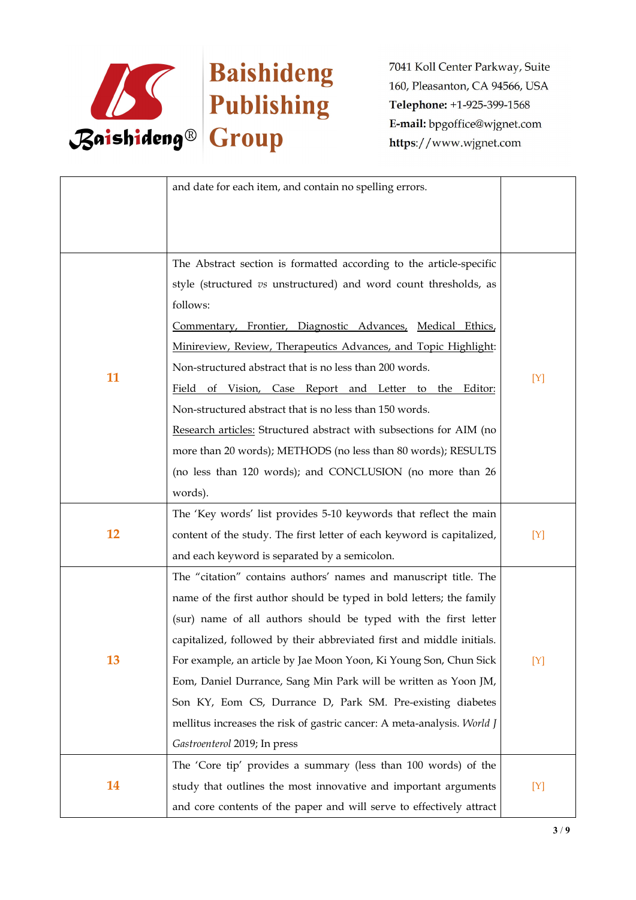|  |  |  |
|---|---|---|
|  | and date for each item, and contain no spelling errors. |  |
| **11** | The Abstract section is formatted according to the article-specific style (structured *vs* unstructured) and word count thresholds, as follows:<br>Commentary, Frontier, Diagnostic Advances, Medical Ethics, Minireview, Review, Therapeutics Advances, and Topic Highlight: Non-structured abstract that is no less than 200 words.<br>Field of Vision, Case Report and Letter to the Editor: Non-structured abstract that is no less than 150 words.<br>Research articles: Structured abstract with subsections for AIM (no more than 20 words); METHODS (no less than 80 words); RESULTS (no less than 120 words); and CONCLUSION (no more than 26 words). | [Y] |
| **12** | The 'Key words' list provides 5-10 keywords that reflect the main content of the study. The first letter of each keyword is capitalized, and each keyword is separated by a semicolon. | [Y] |
| **13** | The "citation" contains authors' names and manuscript title. The name of the first author should be typed in bold letters; the family (sur) name of all authors should be typed with the first letter capitalized, followed by their abbreviated first and middle initials. For example, an article by Jae Moon Yoon, Ki Young Son, Chun Sick Eom, Daniel Durrance, Sang Min Park will be written as Yoon JM, Son KY, Eom CS, Durrance D, Park SM. Pre-existing diabetes mellitus increases the risk of gastric cancer: A meta-analysis. *World J Gastroenterol* 2019; In press | [Y] |
| **14** | The 'Core tip' provides a summary (less than 100 words) of the study that outlines the most innovative and important arguments and core contents of the paper and will serve to effectively attract | [Y] |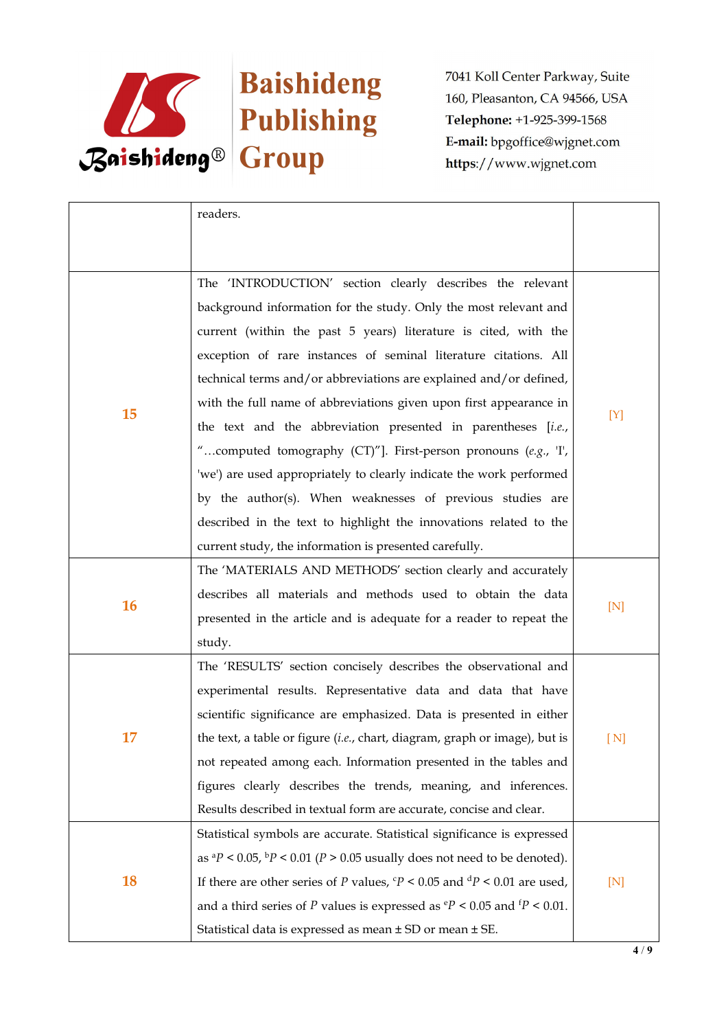| | | |
|---|---|---|
| | readers. | |
| 15 | The 'INTRODUCTION' section clearly describes the relevant background information for the study. Only the most relevant and current (within the past 5 years) literature is cited, with the exception of rare instances of seminal literature citations. All technical terms and/or abbreviations are explained and/or defined, with the full name of abbreviations given upon first appearance in the text and the abbreviation presented in parentheses [*i.e.*, "…computed tomography (CT)"]. First-person pronouns (*e.g.*, 'I', 'we') are used appropriately to clearly indicate the work performed by the author(s). When weaknesses of previous studies are described in the text to highlight the innovations related to the current study, the information is presented carefully. | [Y] |
| 16 | The 'MATERIALS AND METHODS' section clearly and accurately describes all materials and methods used to obtain the data presented in the article and is adequate for a reader to repeat the study. | [N] |
| 17 | The 'RESULTS' section concisely describes the observational and experimental results. Representative data and data that have scientific significance are emphasized. Data is presented in either the text, a table or figure (*i.e.*, chart, diagram, graph or image), but is not repeated among each. Information presented in the tables and figures clearly describes the trends, meaning, and inferences. Results described in textual form are accurate, concise and clear. | [ N] |
| 18 | Statistical symbols are accurate. Statistical significance is expressed as $^{a}P < 0.05$, $^{b}P < 0.01$ ($P > 0.05$ usually does not need to be denoted). If there are other series of $P$ values, $^{c}P < 0.05$ and $^{d}P < 0.01$ are used, and a third series of $P$ values is expressed as $^{e}P < 0.05$ and $^{f}P < 0.01$. Statistical data is expressed as mean ± SD or mean ± SE. | [N] |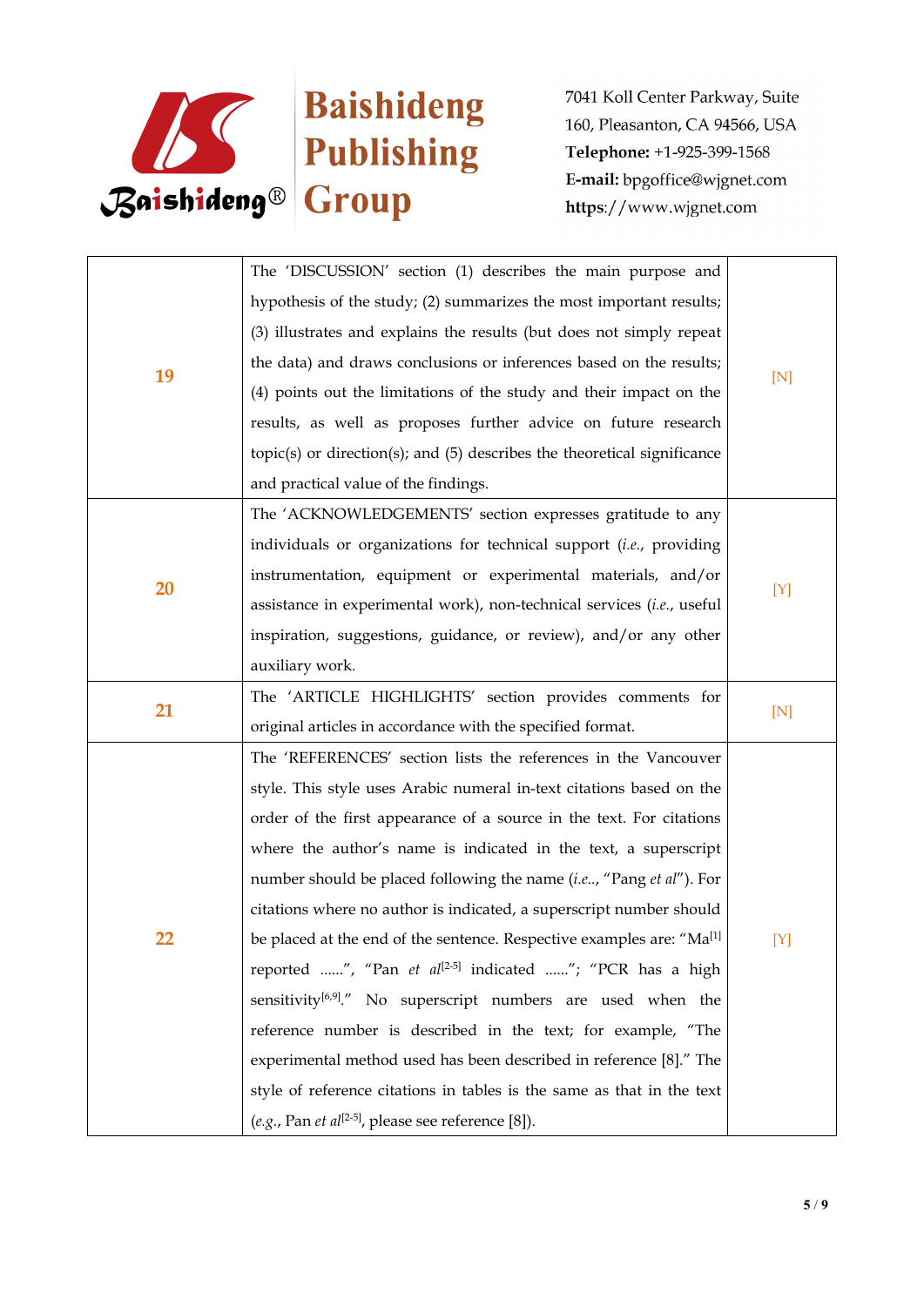| | | |
|---|---|---|
| 19 | The 'DISCUSSION' section (1) describes the main purpose and hypothesis of the study; (2) summarizes the most important results; (3) illustrates and explains the results (but does not simply repeat the data) and draws conclusions or inferences based on the results; (4) points out the limitations of the study and their impact on the results, as well as proposes further advice on future research topic(s) or direction(s); and (5) describes the theoretical significance and practical value of the findings. | [N] |
| 20 | The 'ACKNOWLEDGEMENTS' section expresses gratitude to any individuals or organizations for technical support (*i.e.*, providing instrumentation, equipment or experimental materials, and/or assistance in experimental work), non-technical services (*i.e.*, useful inspiration, suggestions, guidance, or review), and/or any other auxiliary work. | [Y] |
| 21 | The 'ARTICLE HIGHLIGHTS' section provides comments for original articles in accordance with the specified format. | [N] |
| 22 | The 'REFERENCES' section lists the references in the Vancouver style. This style uses Arabic numeral in-text citations based on the order of the first appearance of a source in the text. For citations where the author's name is indicated in the text, a superscript number should be placed following the name (*i.e.*., "Pang *et al*"). For citations where no author is indicated, a superscript number should be placed at the end of the sentence. Respective examples are: "Ma[1] reported ......", "Pan *et al*[2-5] indicated ......"; "PCR has a high sensitivity[6,9]." No superscript numbers are used when the reference number is described in the text; for example, "The experimental method used has been described in reference [8]." The style of reference citations in tables is the same as that in the text (*e.g.*, Pan *et al*[2-5], please see reference [8]). | [Y] |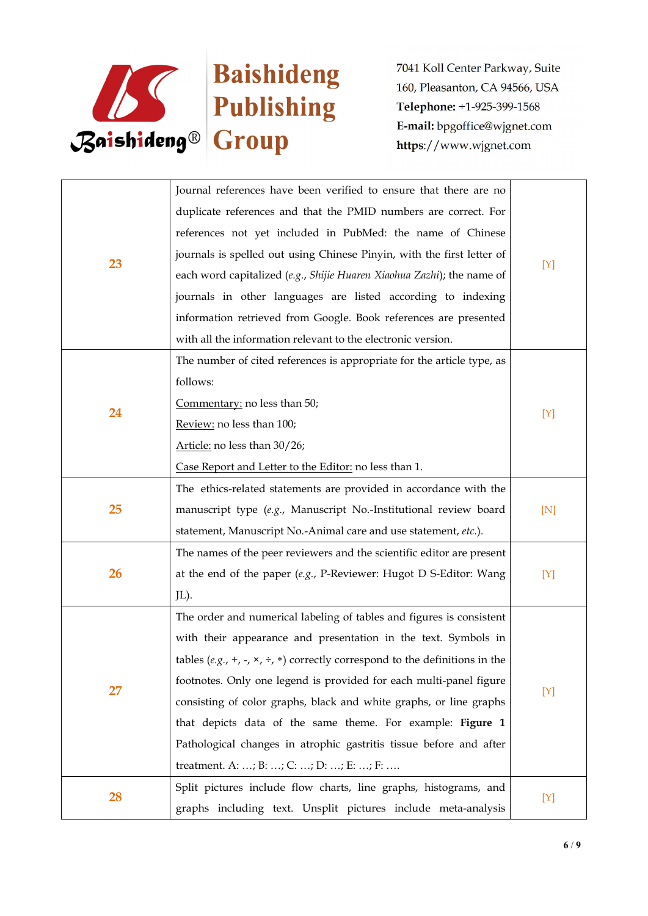| | | |
|---|---|---|
| 23 | Journal references have been verified to ensure that there are no duplicate references and that the PMID numbers are correct. For references not yet included in PubMed: the name of Chinese journals is spelled out using Chinese Pinyin, with the first letter of each word capitalized (*e.g.*, *Shijie Huaren Xiaohua Zazhi*); the name of journals in other languages are listed according to indexing information retrieved from Google. Book references are presented with all the information relevant to the electronic version. | [Y] |
| 24 | The number of cited references is appropriate for the article type, as follows:<br>Commentary: no less than 50;<br>Review: no less than 100;<br>Article: no less than 30/26;<br>Case Report and Letter to the Editor: no less than 1. | [Y] |
| 25 | The ethics-related statements are provided in accordance with the manuscript type (*e.g.*, Manuscript No.-Institutional review board statement, Manuscript No.-Animal care and use statement, *etc.*). | [N] |
| 26 | The names of the peer reviewers and the scientific editor are present at the end of the paper (*e.g.*, P-Reviewer: Hugot D S-Editor: Wang JL). | [Y] |
| 27 | The order and numerical labeling of tables and figures is consistent with their appearance and presentation in the text. Symbols in tables (*e.g.*, +, -, ×, ÷, *) correctly correspond to the definitions in the footnotes. Only one legend is provided for each multi-panel figure consisting of color graphs, black and white graphs, or line graphs that depicts data of the same theme. For example: **Figure 1** Pathological changes in atrophic gastritis tissue before and after treatment. A: …; B: …; C: …; D: …; E: …; F: …. | [Y] |
| 28 | Split pictures include flow charts, line graphs, histograms, and graphs including text. Unsplit pictures include meta-analysis | [Y] |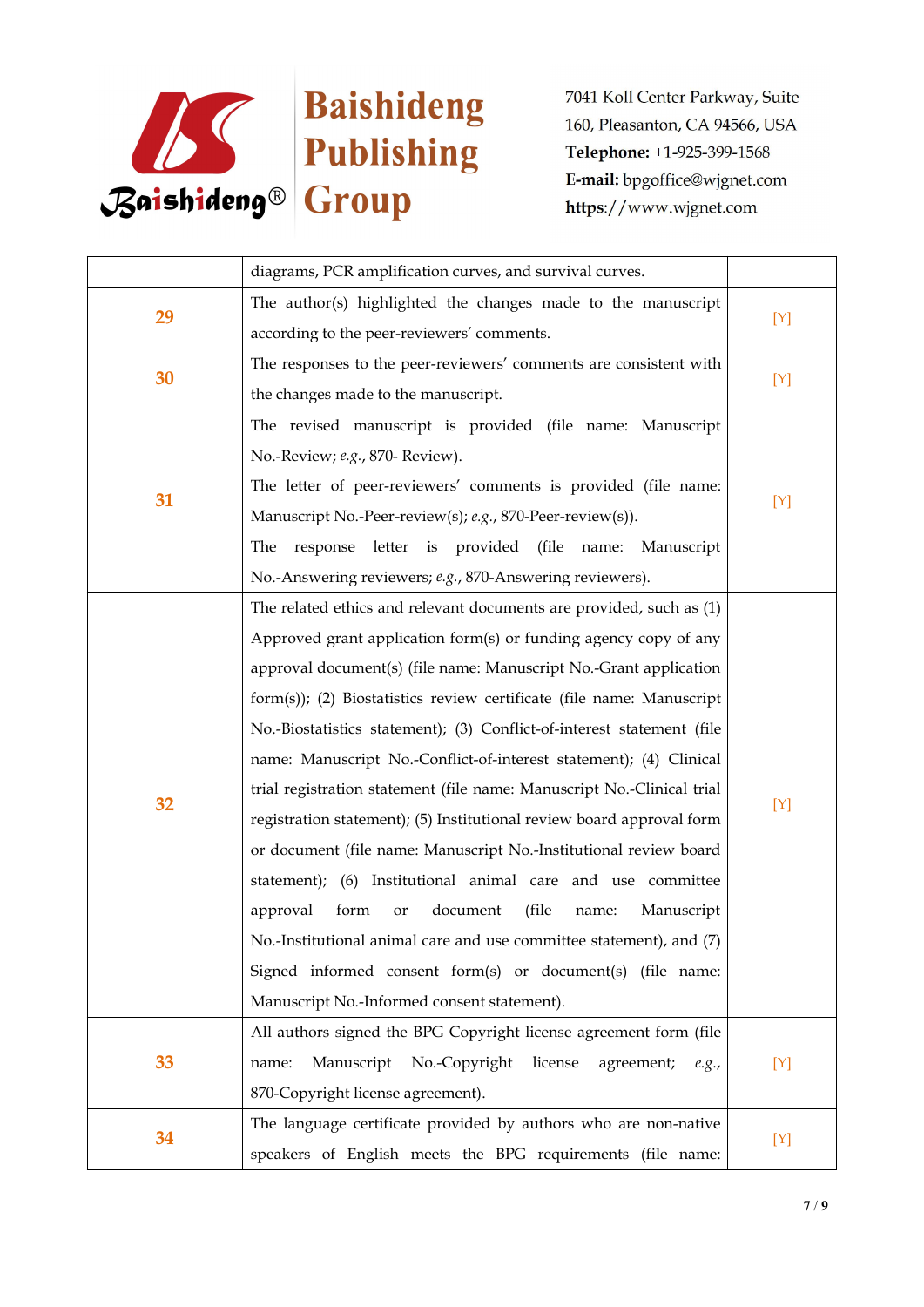|  |  |  |
|---|---|---|
|  | diagrams, PCR amplification curves, and survival curves. |  |
| 29 | The author(s) highlighted the changes made to the manuscript according to the peer-reviewers' comments. | [Y] |
| 30 | The responses to the peer-reviewers' comments are consistent with the changes made to the manuscript. | [Y] |
| 31 | The revised manuscript is provided (file name: Manuscript No.-Review; *e.g.*, 870- Review). The letter of peer-reviewers' comments is provided (file name: Manuscript No.-Peer-review(s); *e.g.*, 870-Peer-review(s)). The response letter is provided (file name: Manuscript No.-Answering reviewers; *e.g.*, 870-Answering reviewers). | [Y] |
| 32 | The related ethics and relevant documents are provided, such as (1) Approved grant application form(s) or funding agency copy of any approval document(s) (file name: Manuscript No.-Grant application form(s)); (2) Biostatistics review certificate (file name: Manuscript No.-Biostatistics statement); (3) Conflict-of-interest statement (file name: Manuscript No.-Conflict-of-interest statement); (4) Clinical trial registration statement (file name: Manuscript No.-Clinical trial registration statement); (5) Institutional review board approval form or document (file name: Manuscript No.-Institutional review board statement); (6) Institutional animal care and use committee approval form or document (file name: Manuscript No.-Institutional animal care and use committee statement), and (7) Signed informed consent form(s) or document(s) (file name: Manuscript No.-Informed consent statement). | [Y] |
| 33 | All authors signed the BPG Copyright license agreement form (file name: Manuscript No.-Copyright license agreement; *e.g.*, 870-Copyright license agreement). | [Y] |
| 34 | The language certificate provided by authors who are non-native speakers of English meets the BPG requirements (file name: | [Y] |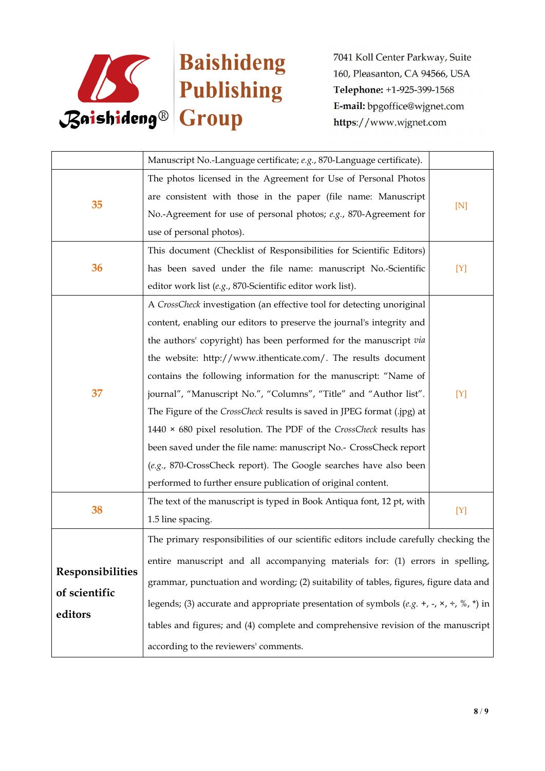| | | |
|---|---|---|
| | Manuscript No.-Language certificate; *e.g.*, 870-Language certificate). | |
| 35 | The photos licensed in the Agreement for Use of Personal Photos are consistent with those in the paper (file name: Manuscript No.-Agreement for use of personal photos; *e.g.*, 870-Agreement for use of personal photos). | [N] |
| 36 | This document (Checklist of Responsibilities for Scientific Editors) has been saved under the file name: manuscript No.-Scientific editor work list (*e.g.*, 870-Scientific editor work list). | [Y] |
| 37 | A *CrossCheck* investigation (an effective tool for detecting unoriginal content, enabling our editors to preserve the journal's integrity and the authors' copyright) has been performed for the manuscript *via* the website: http://www.ithenticate.com/. The results document contains the following information for the manuscript: "Name of journal", "Manuscript No.", "Columns", "Title" and "Author list". The Figure of the *CrossCheck* results is saved in JPEG format (.jpg) at 1440 × 680 pixel resolution. The PDF of the *CrossCheck* results has been saved under the file name: manuscript No.- CrossCheck report (*e.g.*, 870-CrossCheck report). The Google searches have also been performed to further ensure publication of original content. | [Y] |
| 38 | The text of the manuscript is typed in Book Antiqua font, 12 pt, with 1.5 line spacing. | [Y] |
| **Responsibilities of scientific editors** | The primary responsibilities of our scientific editors include carefully checking the entire manuscript and all accompanying materials for: (1) errors in spelling, grammar, punctuation and wording; (2) suitability of tables, figures, figure data and legends; (3) accurate and appropriate presentation of symbols (*e.g.* +, -, ×, ÷, %, *) in tables and figures; and (4) complete and comprehensive revision of the manuscript according to the reviewers' comments. | |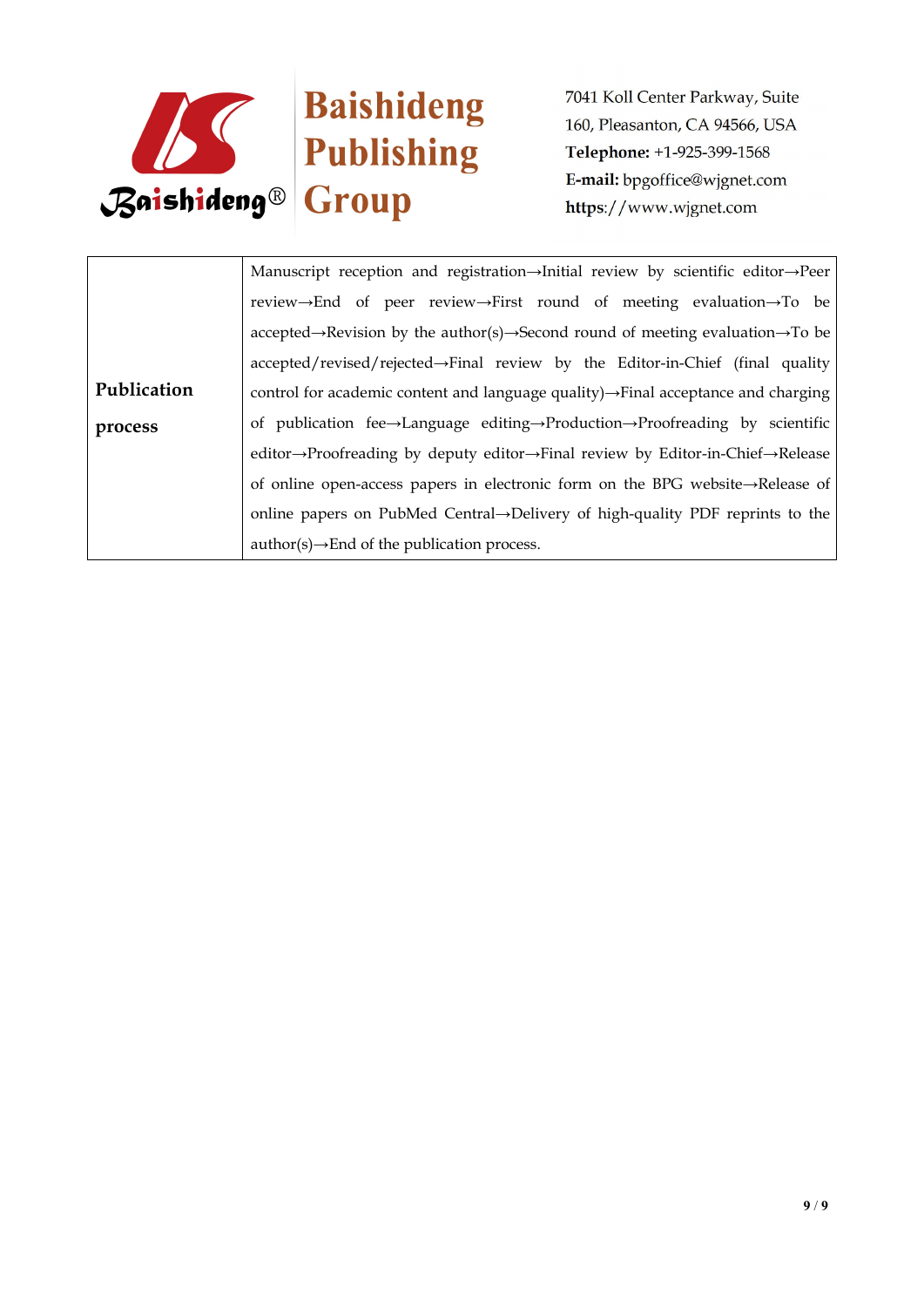| | |
|---|---|
| **Publication process** | Manuscript reception and registration→Initial review by scientific editor→Peer review→End of peer review→First round of meeting evaluation→To be accepted→Revision by the author(s)→Second round of meeting evaluation→To be accepted/revised/rejected→Final review by the Editor-in-Chief (final quality control for academic content and language quality)→Final acceptance and charging of publication fee→Language editing→Production→Proofreading by scientific editor→Proofreading by deputy editor→Final review by Editor-in-Chief→Release of online open-access papers in electronic form on the BPG website→Release of online papers on PubMed Central→Delivery of high-quality PDF reprints to the author(s)→End of the publication process. |